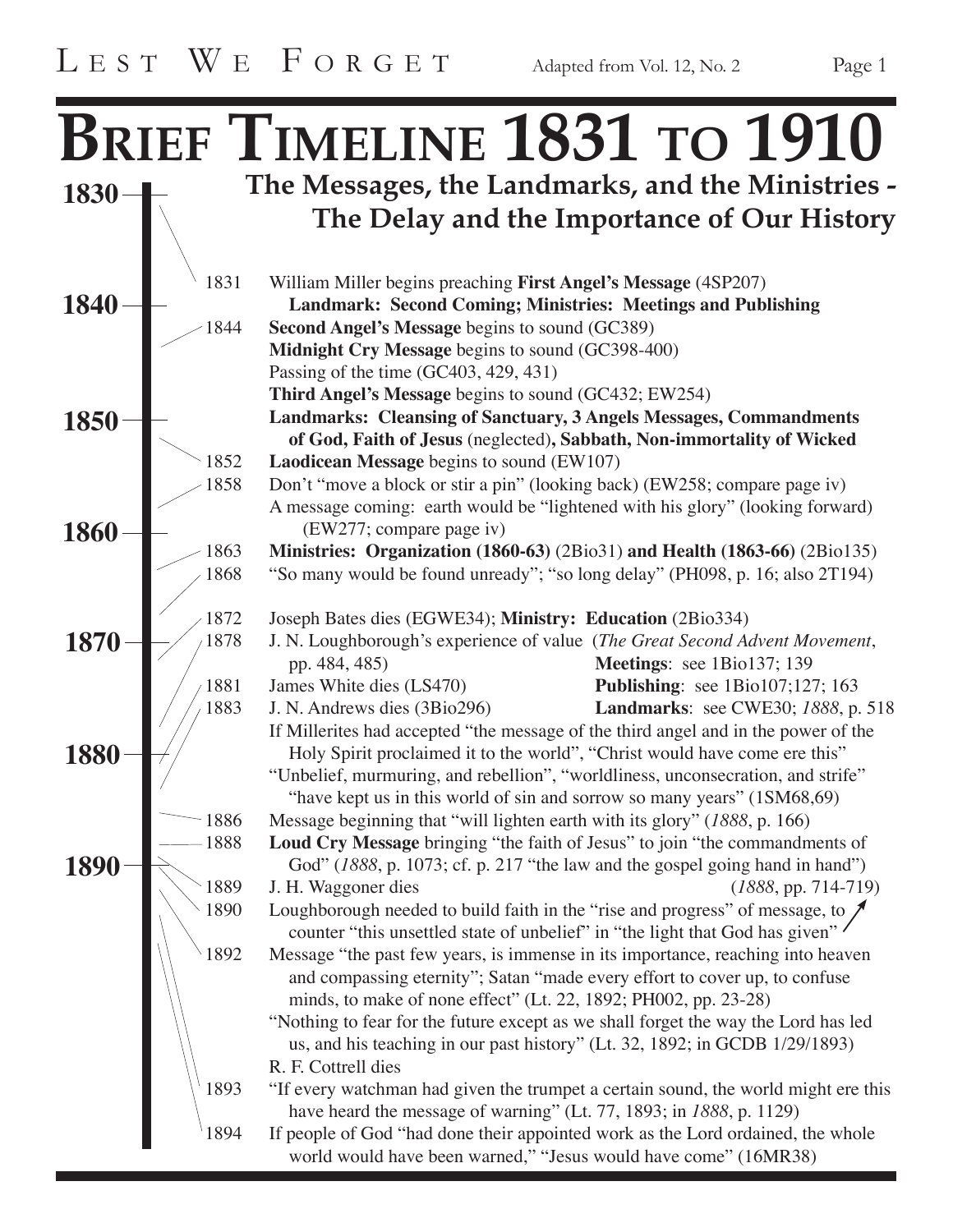# Brief Timeline 1831 to 1910

## The Messages, the Landmarks, and the Ministries - The Delay and the Importance of Our History

**1831** William Miller begins preaching **First Angel's Message** (4SP207)
**Landmark: Second Coming; Ministries: Meetings and Publishing**

**1844** **Second Angel's Message** begins to sound (GC389)
**Midnight Cry Message** begins to sound (GC398-400)
Passing of the time (GC403, 429, 431)
**Third Angel's Message** begins to sound (GC432; EW254)
**Landmarks: Cleansing of Sanctuary, 3 Angels Messages, Commandments of God, Faith of Jesus** (neglected)**, Sabbath, Non-immortality of Wicked**

**1852** **Laodicean Message** begins to sound (EW107)

**1858** Don't "move a block or stir a pin" (looking back) (EW258; compare page iv)
A message coming: earth would be "lightened with his glory" (looking forward) (EW277; compare page iv)

**1863** **Ministries: Organization (1860-63)** (2Bio31) **and Health (1863-66)** (2Bio135)

**1868** "So many would be found unready"; "so long delay" (PH098, p. 16; also 2T194)

**1872** Joseph Bates dies (EGWE34); **Ministry: Education** (2Bio334)

**1878** J. N. Loughborough's experience of value (*The Great Second Advent Movement*, pp. 484, 485)

**Meetings**: see 1Bio137; 139
**Publishing**: see 1Bio107;127; 163
**Landmarks**: see CWE30; *1888*, p. 518

**1881** James White dies (LS470)

**1883** J. N. Andrews dies (3Bio296)
If Millerites had accepted "the message of the third angel and in the power of the Holy Spirit proclaimed it to the world", "Christ would have come ere this"
"Unbelief, murmuring, and rebellion", "worldliness, unconsecration, and strife" "have kept us in this world of sin and sorrow so many years" (1SM68,69)

**1886** Message beginning that "will lighten earth with its glory" (*1888*, p. 166)

**1888** **Loud Cry Message** bringing "the faith of Jesus" to join "the commandments of God" (*1888*, p. 1073; cf. p. 217 "the law and the gospel going hand in hand")

**1889** J. H. Waggoner dies (*1888*, pp. 714-719)

**1890** Loughborough needed to build faith in the "rise and progress" of message, to counter "this unsettled state of unbelief" in "the light that God has given"

**1892** Message "the past few years, is immense in its importance, reaching into heaven and compassing eternity"; Satan "made every effort to cover up, to confuse minds, to make of none effect" (Lt. 22, 1892; PH002, pp. 23-28)
"Nothing to fear for the future except as we shall forget the way the Lord has led us, and his teaching in our past history" (Lt. 32, 1892; in GCDB 1/29/1893)
R. F. Cottrell dies

**1893** "If every watchman had given the trumpet a certain sound, the world might ere this have heard the message of warning" (Lt. 77, 1893; in *1888*, p. 1129)

**1894** If people of God "had done their appointed work as the Lord ordained, the whole world would have been warned," "Jesus would have come" (16MR38)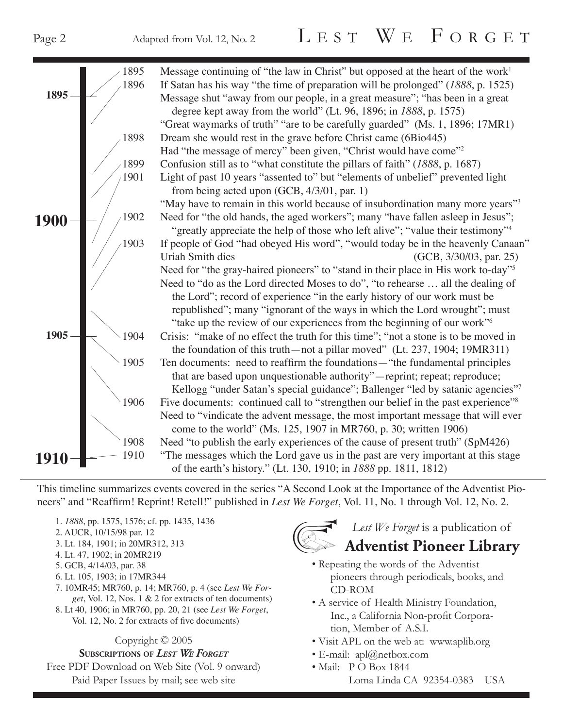| | |
|---|---|
| 1895 | Message continuing of "the law in Christ" but opposed at the heart of the work[1] |
| 1896 | If Satan has his way "the time of preparation will be prolonged" (*1888*, p. 1525) |
| | Message shut "away from our people, in a great measure"; "has been in a great degree kept away from the world" (Lt. 96, 1896; in *1888*, p. 1575) |
| | "Great waymarks of truth" "are to be carefully guarded" (Ms. 1, 1896; 17MR1) |
| 1898 | Dream she would rest in the grave before Christ came (6Bio445) |
| | Had "the message of mercy" been given, "Christ would have come"[2] |
| 1899 | Confusion still as to "what constitute the pillars of faith" (*1888*, p. 1687) |
| 1901 | Light of past 10 years "assented to" but "elements of unbelief" prevented light from being acted upon (GCB, 4/3/01, par. 1) |
| | "May have to remain in this world because of insubordination many more years"[3] |
| 1902 | Need for "the old hands, the aged workers"; many "have fallen asleep in Jesus"; "greatly appreciate the help of those who left alive"; "value their testimony"[4] |
| 1903 | If people of God "had obeyed His word", "would today be in the heavenly Canaan" (GCB, 3/30/03, par. 25) |
| | Uriah Smith dies |
| | Need for "the gray-haired pioneers" to "stand in their place in His work to-day"[5] |
| | Need to "do as the Lord directed Moses to do", "to rehearse … all the dealing of the Lord"; record of experience "in the early history of our work must be republished"; many "ignorant of the ways in which the Lord wrought"; must "take up the review of our experiences from the beginning of our work"[6] |
| 1904 | Crisis: "make of no effect the truth for this time"; "not a stone is to be moved in the foundation of this truth—not a pillar moved" (Lt. 237, 1904; 19MR311) |
| 1905 | Ten documents: need to reaffirm the foundations—"the fundamental principles that are based upon unquestionable authority"—reprint; repeat; reproduce; Kellogg "under Satan's special guidance"; Ballenger "led by satanic agencies"[7] |
| 1906 | Five documents: continued call to "strengthen our belief in the past experience"[8] |
| | Need to "vindicate the advent message, the most important message that will ever come to the world" (Ms. 125, 1907 in MR760, p. 30; written 1906) |
| 1908 | Need "to publish the early experiences of the cause of present truth" (SpM426) |
| 1910 | "The messages which the Lord gave us in the past are very important at this stage of the earth's history." (Lt. 130, 1910; in *1888* pp. 1811, 1812) |

This timeline summarizes events covered in the series "A Second Look at the Importance of the Adventist Pioneers" and "Reaffirm! Reprint! Retell!" published in *Lest We Forget*, Vol. 11, No. 1 through Vol. 12, No. 2.

1. *1888*, pp. 1575, 1576; cf. pp. 1435, 1436
2. AUCR, 10/15/98 par. 12
3. Lt. 184, 1901; in 20MR312, 313
4. Lt. 47, 1902; in 20MR219
5. GCB, 4/14/03, par. 38
6. Lt. 105, 1903; in 17MR344
7. 10MR45; MR760, p. 14; MR760, p. 4 (see *Lest We Forget*, Vol. 12, Nos. 1 & 2 for extracts of ten documents)
8. Lt 40, 1906; in MR760, pp. 20, 21 (see *Lest We Forget*, Vol. 12, No. 2 for extracts of five documents)

Copyright © 2005

**SUBSCRIPTIONS OF *LEST WE FORGET***

Free PDF Download on Web Site (Vol. 9 onward)

Paid Paper Issues by mail; see web site

*Lest We Forget* is a publication of

**Adventist Pioneer Library**

- Repeating the words of the Adventist pioneers through periodicals, books, and CD-ROM
- A service of Health Ministry Foundation, Inc., a California Non-profit Corporation, Member of A.S.I.
- Visit APL on the web at: www.aplib.org
- E-mail: apl@netbox.com
- Mail: P O Box 1844
  Loma Linda CA 92354-0383 USA